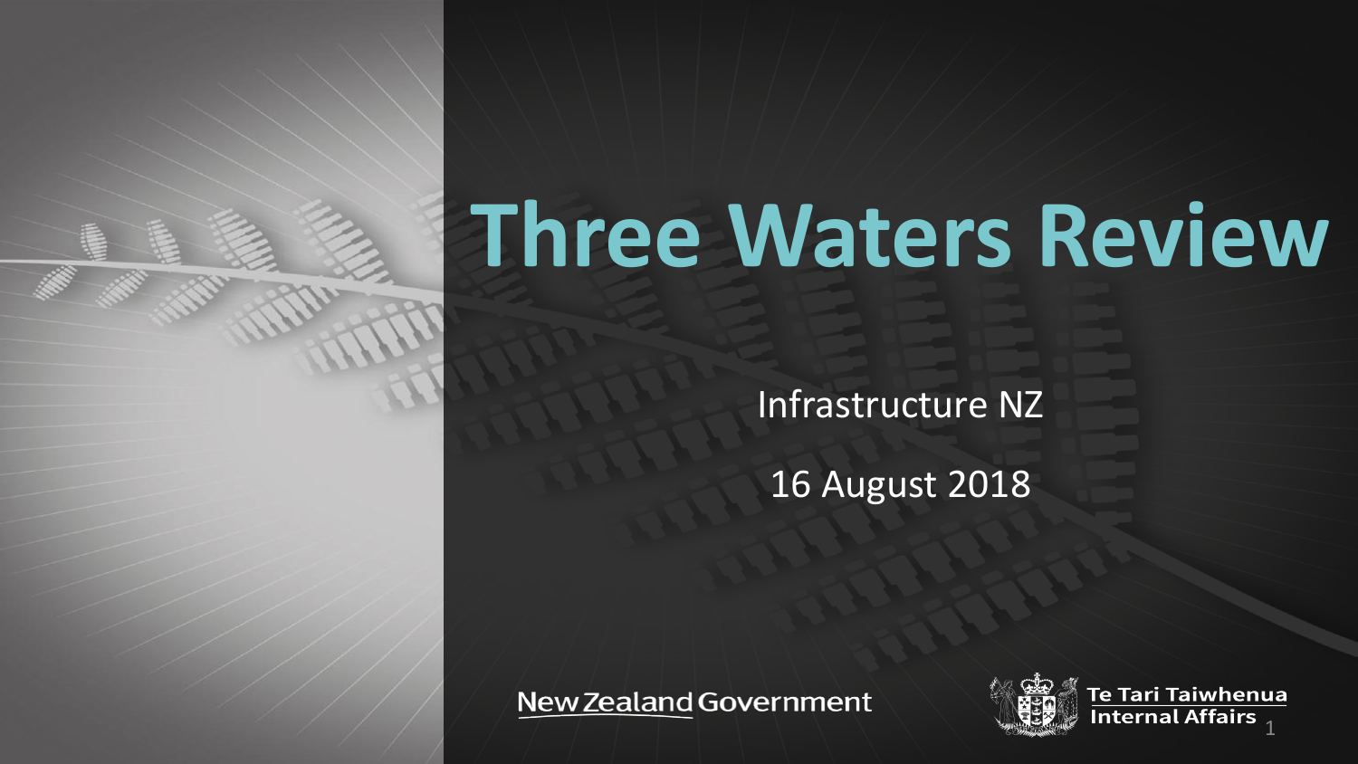# Three Waters Review

Infrastructure NZ

16 August 2018

New Zealand Government

Te Tari Taiwhenua
Internal Affairs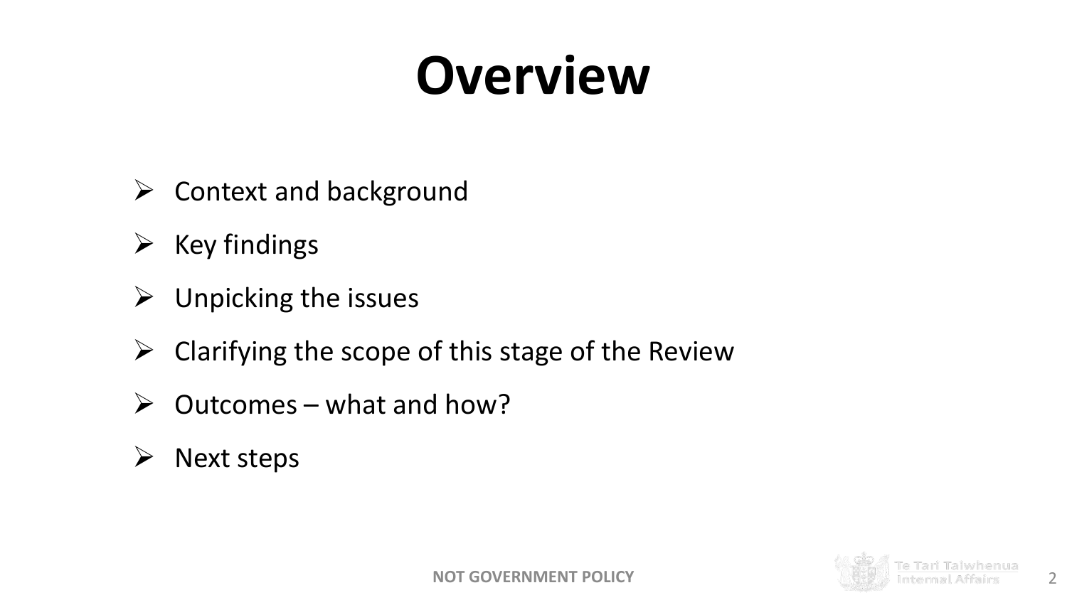# Overview

- Context and background
- Key findings
- Unpicking the issues
- Clarifying the scope of this stage of the Review
- Outcomes – what and how?
- Next steps

**NOT GOVERNMENT POLICY**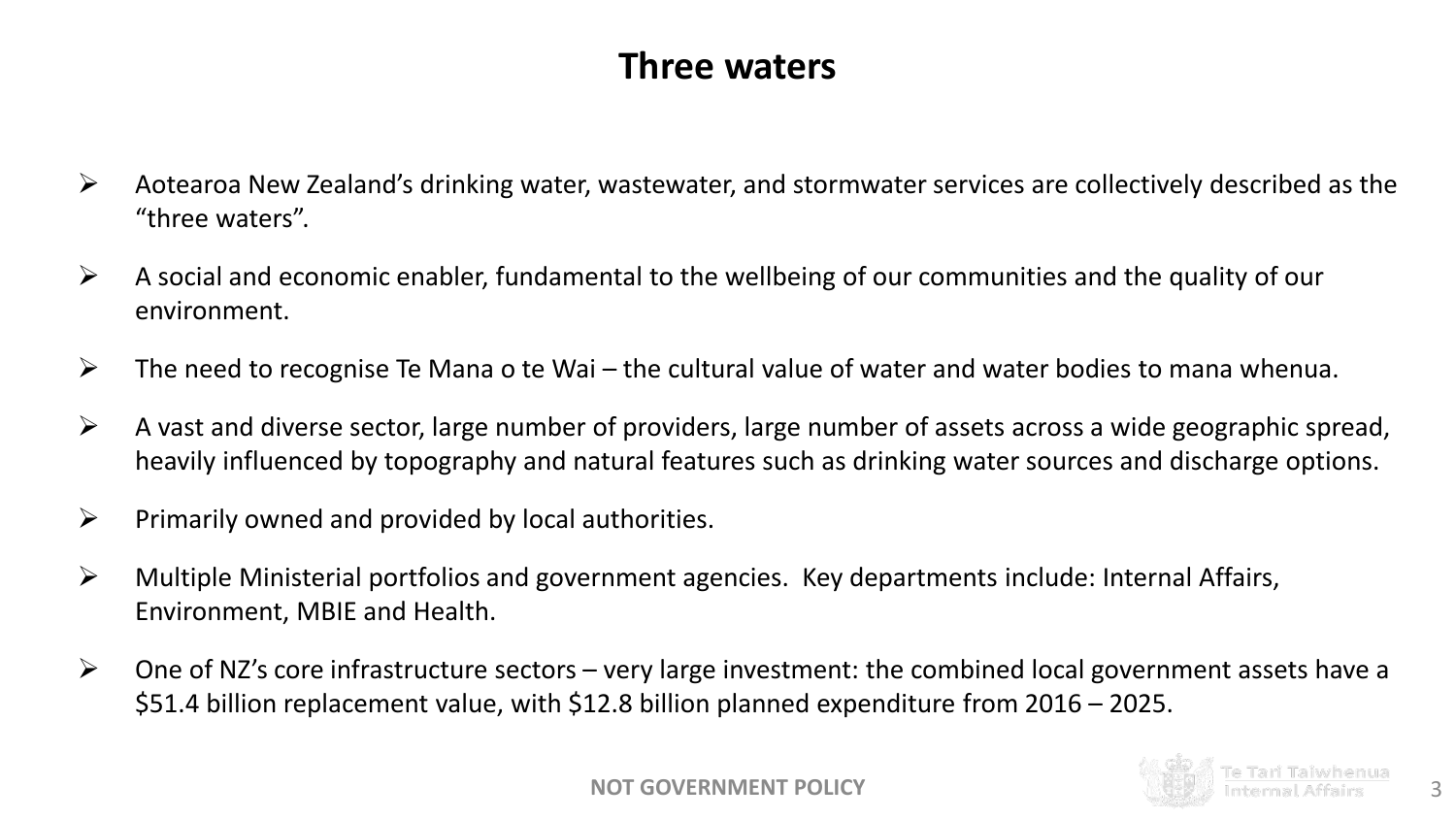# Three waters

- Aotearoa New Zealand's drinking water, wastewater, and stormwater services are collectively described as the "three waters".
- A social and economic enabler, fundamental to the wellbeing of our communities and the quality of our environment.
- The need to recognise Te Mana o te Wai – the cultural value of water and water bodies to mana whenua.
- A vast and diverse sector, large number of providers, large number of assets across a wide geographic spread, heavily influenced by topography and natural features such as drinking water sources and discharge options.
- Primarily owned and provided by local authorities.
- Multiple Ministerial portfolios and government agencies. Key departments include: Internal Affairs, Environment, MBIE and Health.
- One of NZ's core infrastructure sectors – very large investment: the combined local government assets have a $51.4 billion replacement value, with $12.8 billion planned expenditure from 2016 – 2025.

NOT GOVERNMENT POLICY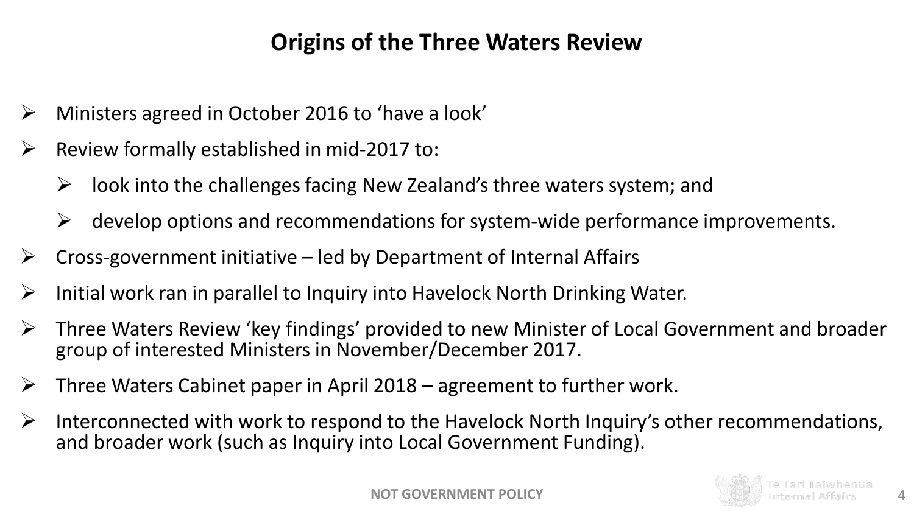## Origins of the Three Waters Review

- Ministers agreed in October 2016 to 'have a look'
- Review formally established in mid-2017 to:
  - look into the challenges facing New Zealand's three waters system; and
  - develop options and recommendations for system-wide performance improvements.
- Cross-government initiative – led by Department of Internal Affairs
- Initial work ran in parallel to Inquiry into Havelock North Drinking Water.
- Three Waters Review 'key findings' provided to new Minister of Local Government and broader group of interested Ministers in November/December 2017.
- Three Waters Cabinet paper in April 2018 – agreement to further work.
- Interconnected with work to respond to the Havelock North Inquiry's other recommendations, and broader work (such as Inquiry into Local Government Funding).

NOT GOVERNMENT POLICY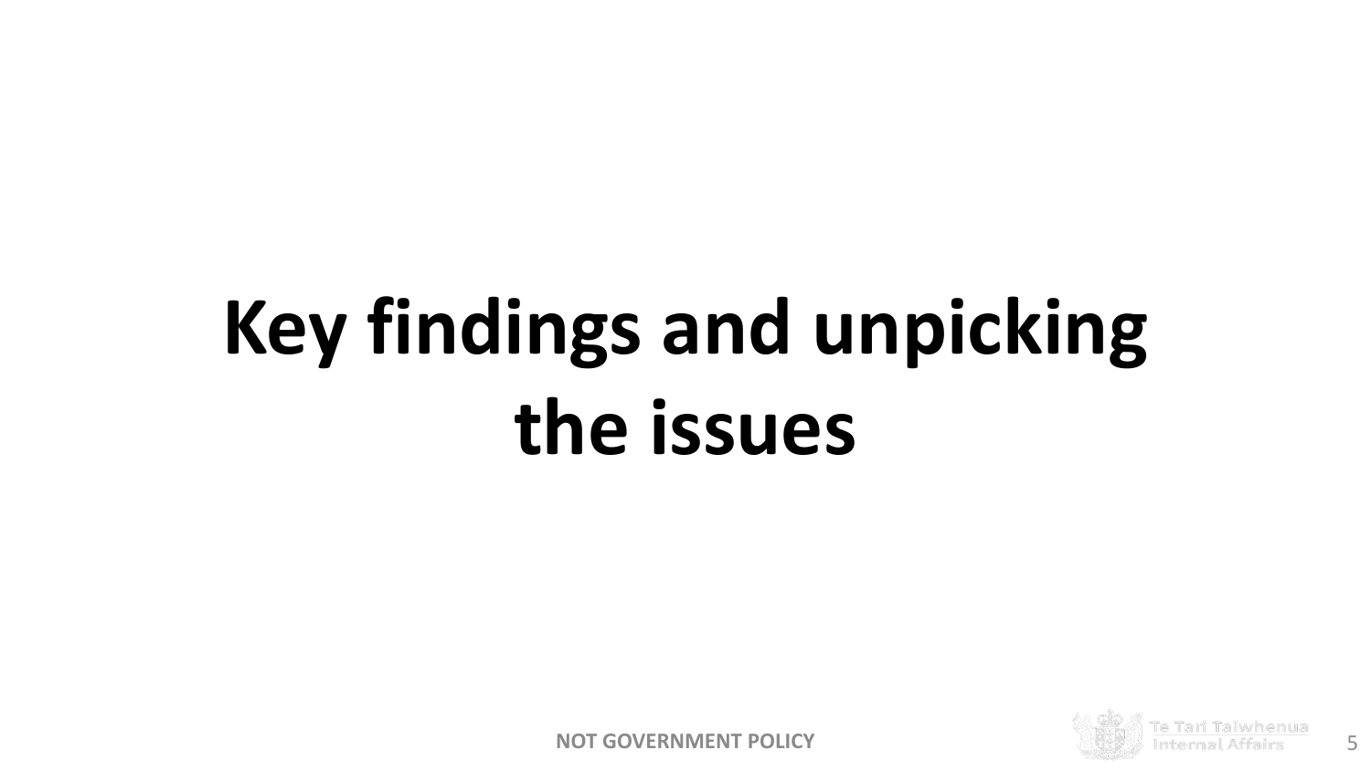# Key findings and unpicking the issues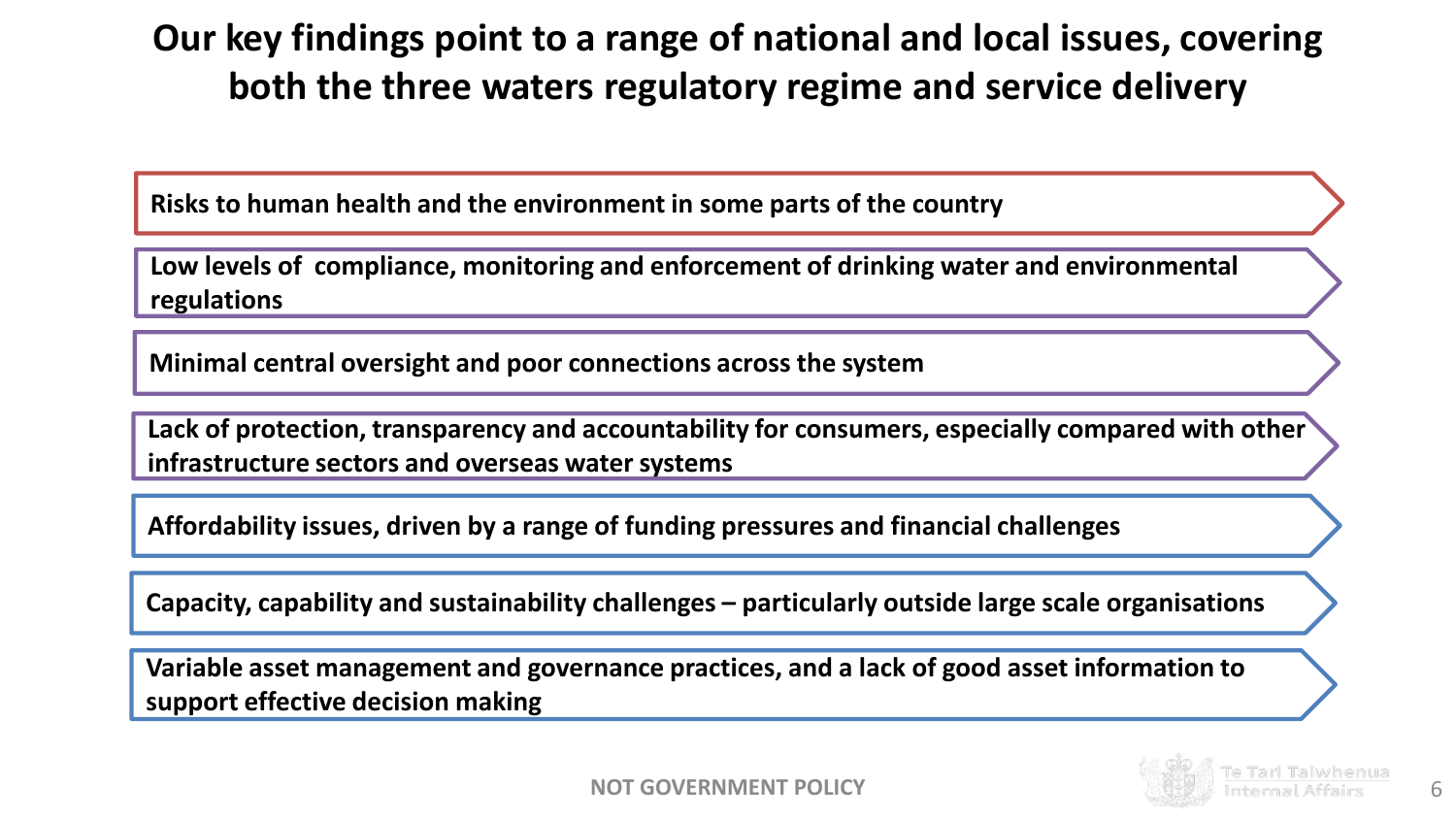# Our key findings point to a range of national and local issues, covering both the three waters regulatory regime and service delivery

- **Risks to human health and the environment in some parts of the country**
- **Low levels of compliance, monitoring and enforcement of drinking water and environmental regulations**
- **Minimal central oversight and poor connections across the system**
- **Lack of protection, transparency and accountability for consumers, especially compared with other infrastructure sectors and overseas water systems**
- **Affordability issues, driven by a range of funding pressures and financial challenges**
- **Capacity, capability and sustainability challenges – particularly outside large scale organisations**
- **Variable asset management and governance practices, and a lack of good asset information to support effective decision making**

NOT GOVERNMENT POLICY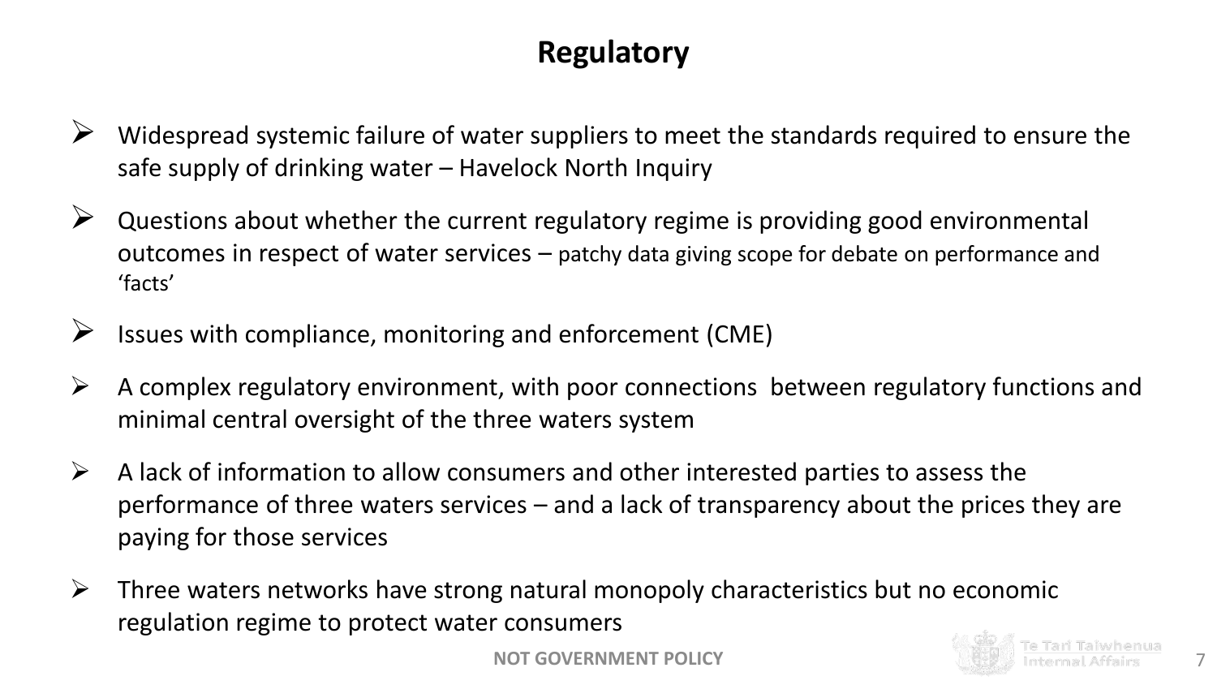# Regulatory

- Widespread systemic failure of water suppliers to meet the standards required to ensure the safe supply of drinking water – Havelock North Inquiry
- Questions about whether the current regulatory regime is providing good environmental outcomes in respect of water services – patchy data giving scope for debate on performance and 'facts'
- Issues with compliance, monitoring and enforcement (CME)
- A complex regulatory environment, with poor connections between regulatory functions and minimal central oversight of the three waters system
- A lack of information to allow consumers and other interested parties to assess the performance of three waters services – and a lack of transparency about the prices they are paying for those services
- Three waters networks have strong natural monopoly characteristics but no economic regulation regime to protect water consumers

**NOT GOVERNMENT POLICY**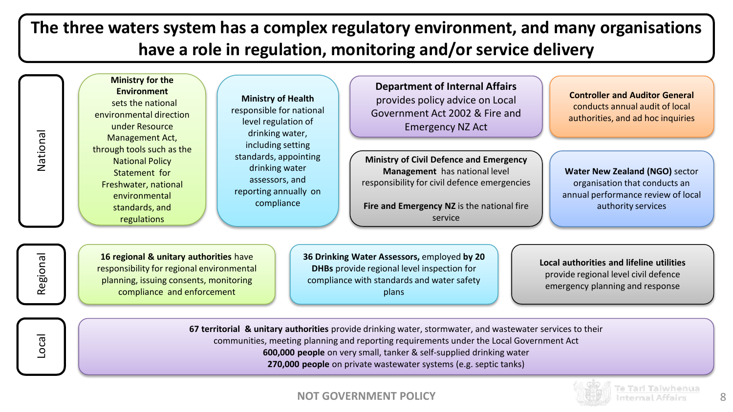# The three waters system has a complex regulatory environment, and many organisations have a role in regulation, monitoring and/or service delivery

## National

**Ministry for the Environment** sets the national environmental direction under Resource Management Act, through tools such as the National Policy Statement for Freshwater, national environmental standards, and regulations

**Ministry of Health** responsible for national level regulation of drinking water, including setting standards, appointing drinking water assessors, and reporting annually on compliance

**Department of Internal Affairs** provides policy advice on Local Government Act 2002 & Fire and Emergency NZ Act

**Ministry of Civil Defence and Emergency Management** has national level responsibility for civil defence emergencies

**Fire and Emergency NZ** is the national fire service

**Controller and Auditor General** conducts annual audit of local authorities, and ad hoc inquiries

**Water New Zealand (NGO)** sector organisation that conducts an annual performance review of local authority services

## Regional

**16 regional & unitary authorities** have responsibility for regional environmental planning, issuing consents, monitoring compliance and enforcement

**36 Drinking Water Assessors,** employed **by 20 DHBs** provide regional level inspection for compliance with standards and water safety plans

**Local authorities and lifeline utilities** provide regional level civil defence emergency planning and response

## Local

**67 territorial & unitary authorities** provide drinking water, stormwater, and wastewater services to their communities, meeting planning and reporting requirements under the Local Government Act

**600,000 people** on very small, tanker & self-supplied drinking water

**270,000 people** on private wastewater systems (e.g. septic tanks)

NOT GOVERNMENT POLICY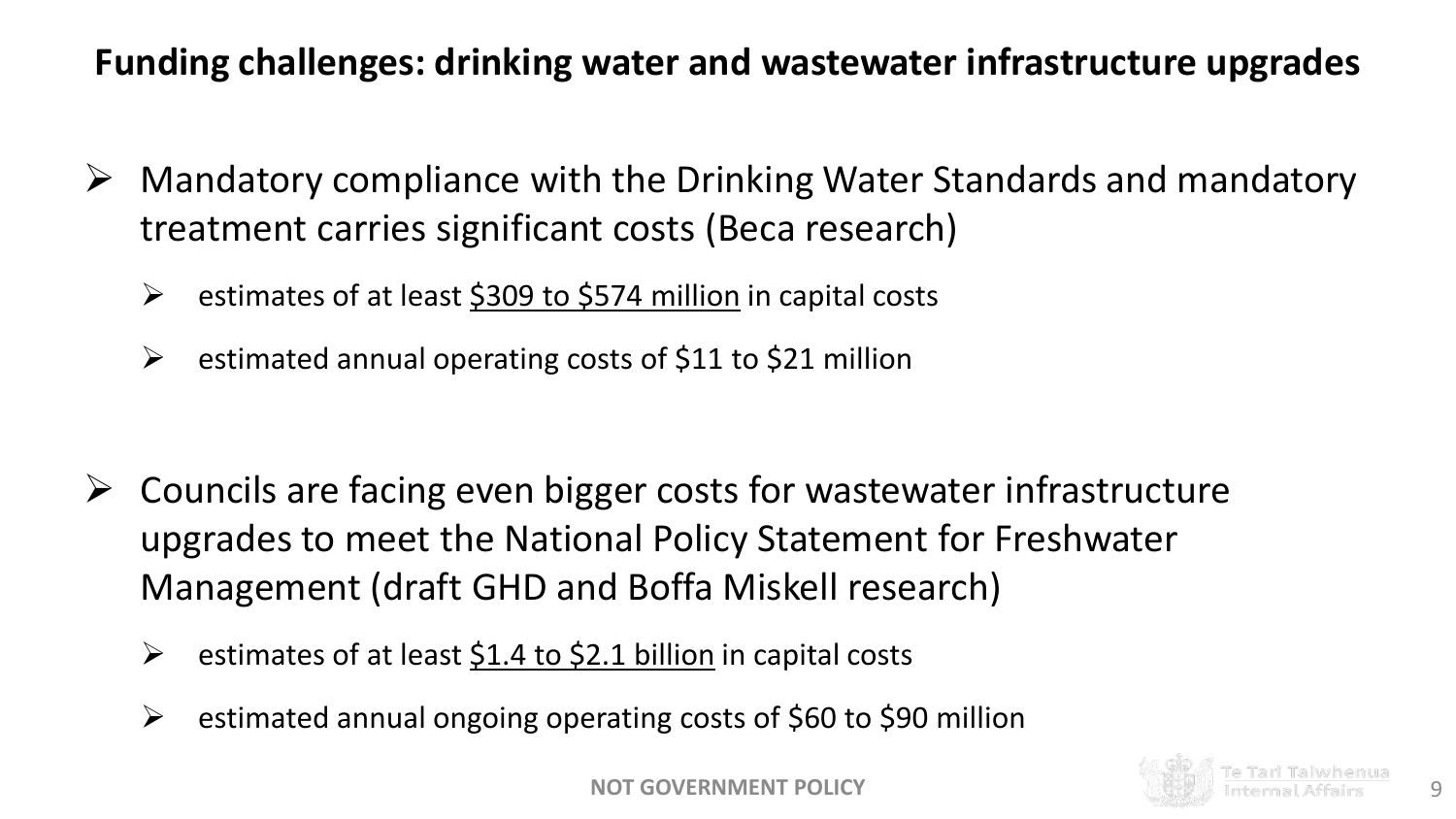## Funding challenges: drinking water and wastewater infrastructure upgrades

- Mandatory compliance with the Drinking Water Standards and mandatory treatment carries significant costs (Beca research)
  - estimates of at least <u>$309 to $574 million</u> in capital costs
  - estimated annual operating costs of $11 to $21 million

- Councils are facing even bigger costs for wastewater infrastructure upgrades to meet the National Policy Statement for Freshwater Management (draft GHD and Boffa Miskell research)
  - estimates of at least <u>$1.4 to $2.1 billion</u> in capital costs
  - estimated annual ongoing operating costs of $60 to $90 million

**NOT GOVERNMENT POLICY**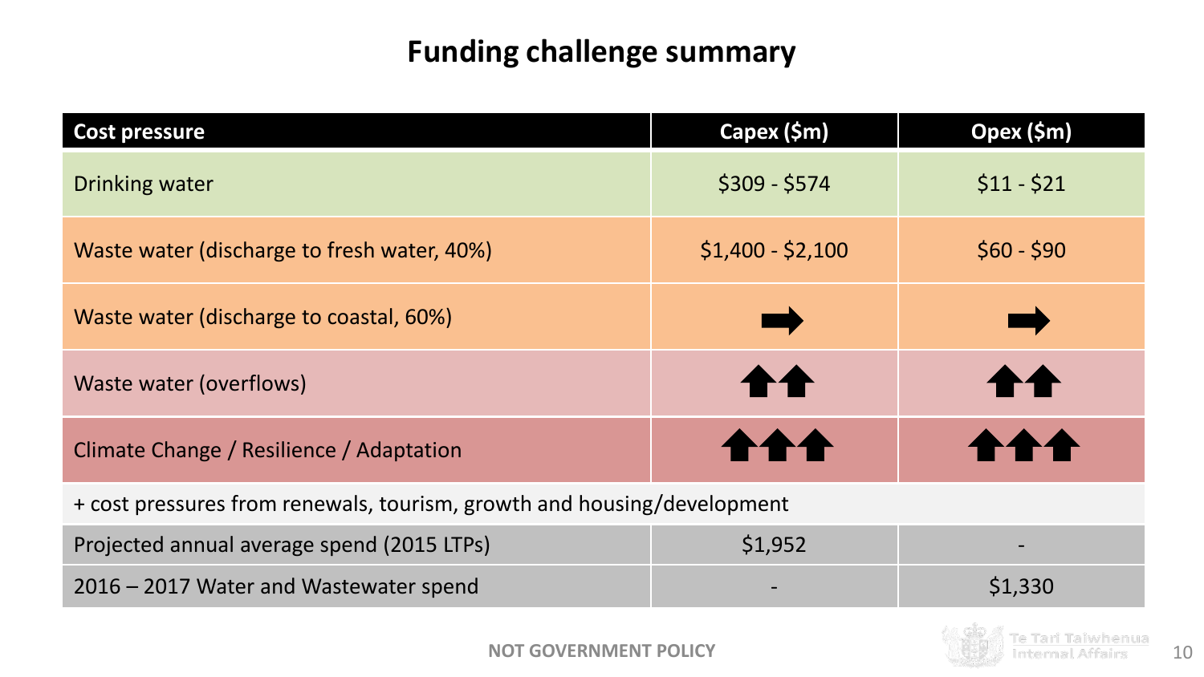# Funding challenge summary

| Cost pressure | Capex ($m) | Opex ($m) |
|---|---|---|
| Drinking water | $309 - $574 | $11 - $21 |
| Waste water (discharge to fresh water, 40%) | $1,400 - $2,100 | $60 - $90 |
| Waste water (discharge to coastal, 60%) | ➡ | ➡ |
| Waste water (overflows) | ⬆⬆ | ⬆⬆ |
| Climate Change / Resilience / Adaptation | ⬆⬆⬆ | ⬆⬆⬆ |
| + cost pressures from renewals, tourism, growth and housing/development | | |
| Projected annual average spend (2015 LTPs) | $1,952 | - |
| 2016 – 2017 Water and Wastewater spend | - | $1,330 |

NOT GOVERNMENT POLICY

Te Tari Taiwhenua Internal Affairs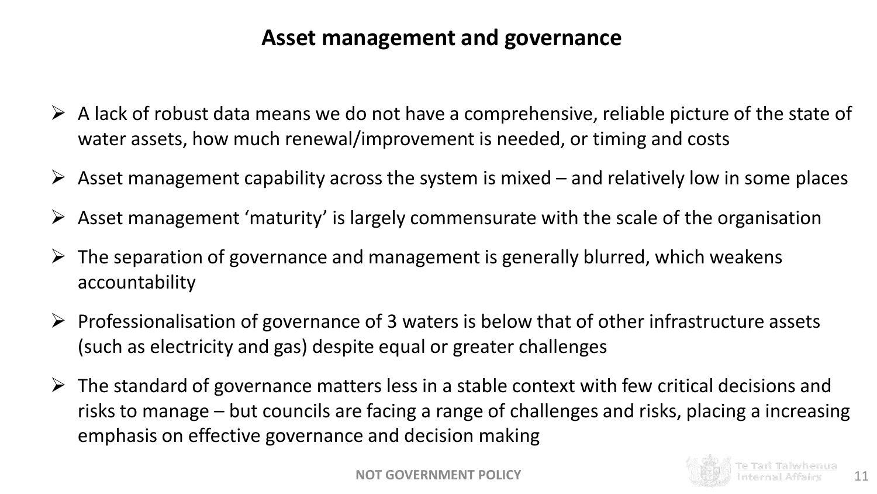# Asset management and governance

- A lack of robust data means we do not have a comprehensive, reliable picture of the state of water assets, how much renewal/improvement is needed, or timing and costs
- Asset management capability across the system is mixed – and relatively low in some places
- Asset management 'maturity' is largely commensurate with the scale of the organisation
- The separation of governance and management is generally blurred, which weakens accountability
- Professionalisation of governance of 3 waters is below that of other infrastructure assets (such as electricity and gas) despite equal or greater challenges
- The standard of governance matters less in a stable context with few critical decisions and risks to manage – but councils are facing a range of challenges and risks, placing a increasing emphasis on effective governance and decision making

NOT GOVERNMENT POLICY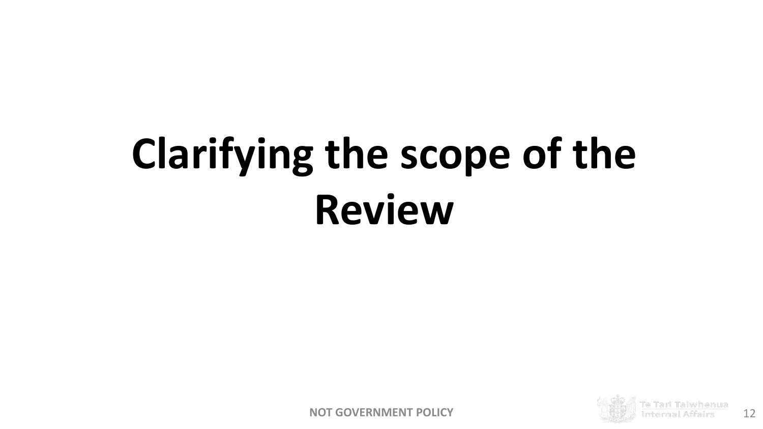# Clarifying the scope of the Review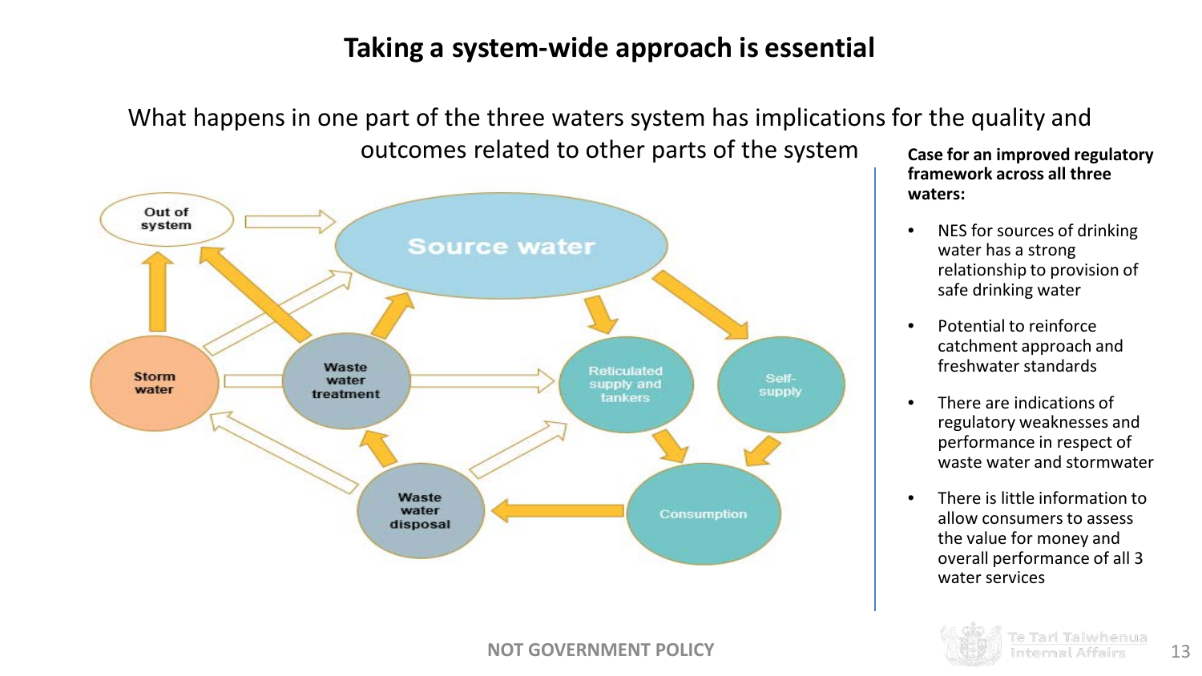# Taking a system-wide approach is essential

What happens in one part of the three waters system has implications for the quality and outcomes related to other parts of the system

Out of system

Source water

Storm water

Waste water treatment

Reticulated supply and tankers

Self-supply

Waste water disposal

Consumption

**Case for an improved regulatory framework across all three waters:**

- NES for sources of drinking water has a strong relationship to provision of safe drinking water
- Potential to reinforce catchment approach and freshwater standards
- There are indications of regulatory weaknesses and performance in respect of waste water and stormwater
- There is little information to allow consumers to assess the value for money and overall performance of all 3 water services

NOT GOVERNMENT POLICY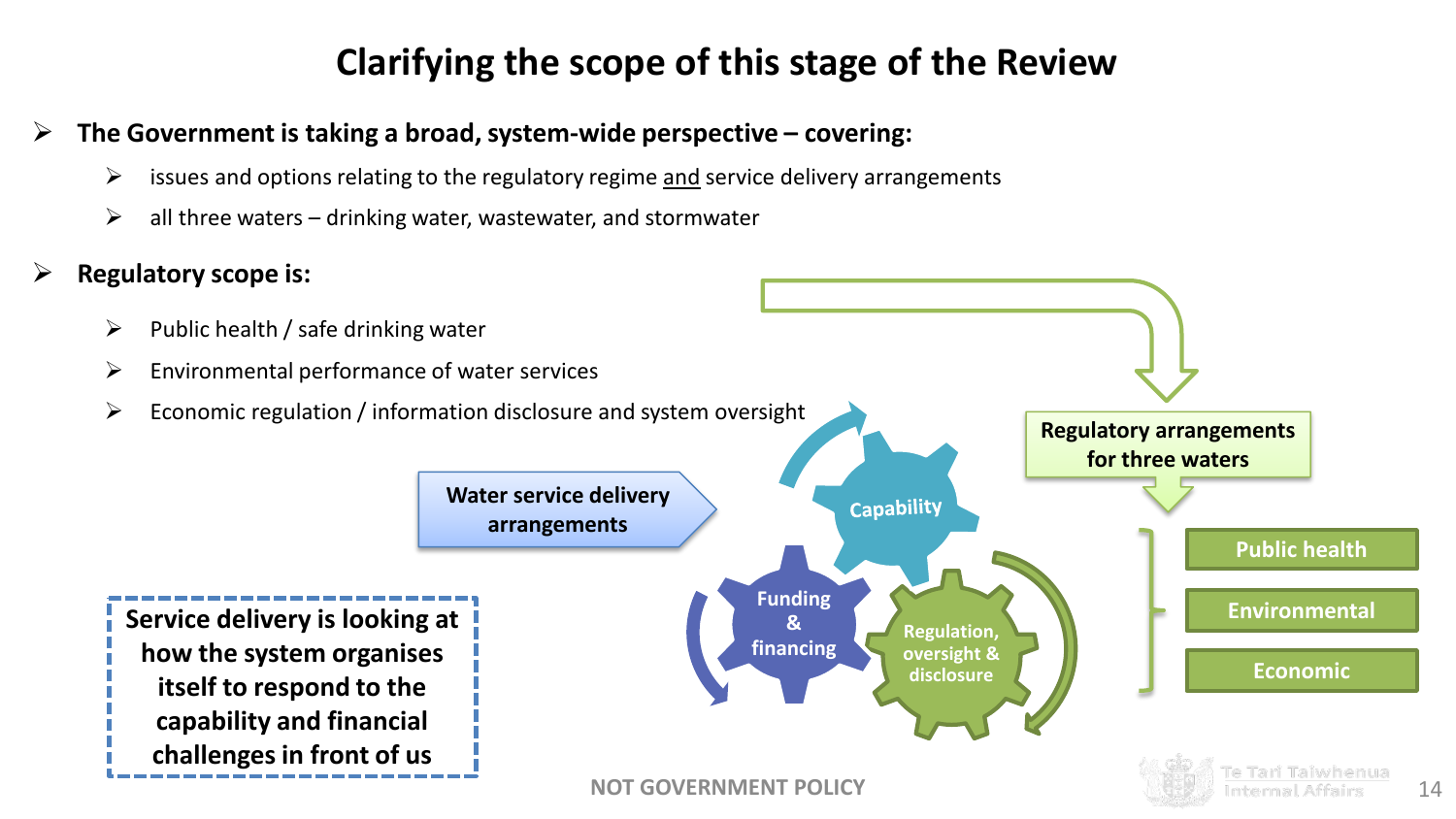# Clarifying the scope of this stage of the Review

- **The Government is taking a broad, system-wide perspective – covering:**
  - issues and options relating to the regulatory regime and service delivery arrangements
  - all three waters – drinking water, wastewater, and stormwater
- **Regulatory scope is:**
  - Public health / safe drinking water
  - Environmental performance of water services
  - Economic regulation / information disclosure and system oversight

**Water service delivery arrangements**

Capability

Funding & financing

Regulation, oversight & disclosure

**Regulatory arrangements for three waters**

- Public health
- Environmental
- Economic

**Service delivery is looking at how the system organises itself to respond to the capability and financial challenges in front of us**

NOT GOVERNMENT POLICY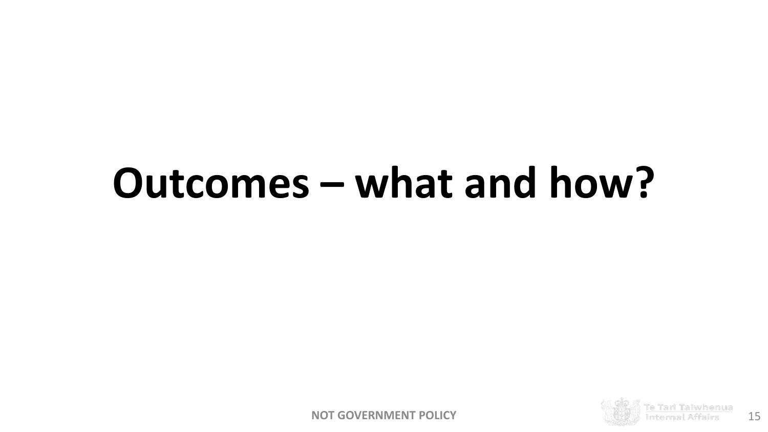# Outcomes – what and how?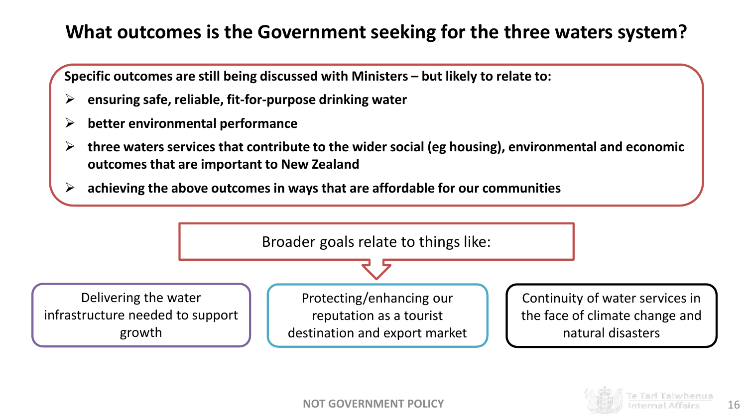# What outcomes is the Government seeking for the three waters system?

**Specific outcomes are still being discussed with Ministers – but likely to relate to:**

- **ensuring safe, reliable, fit-for-purpose drinking water**
- **better environmental performance**
- **three waters services that contribute to the wider social (eg housing), environmental and economic outcomes that are important to New Zealand**
- **achieving the above outcomes in ways that are affordable for our communities**

Broader goals relate to things like:

- Delivering the water infrastructure needed to support growth
- Protecting/enhancing our reputation as a tourist destination and export market
- Continuity of water services in the face of climate change and natural disasters

NOT GOVERNMENT POLICY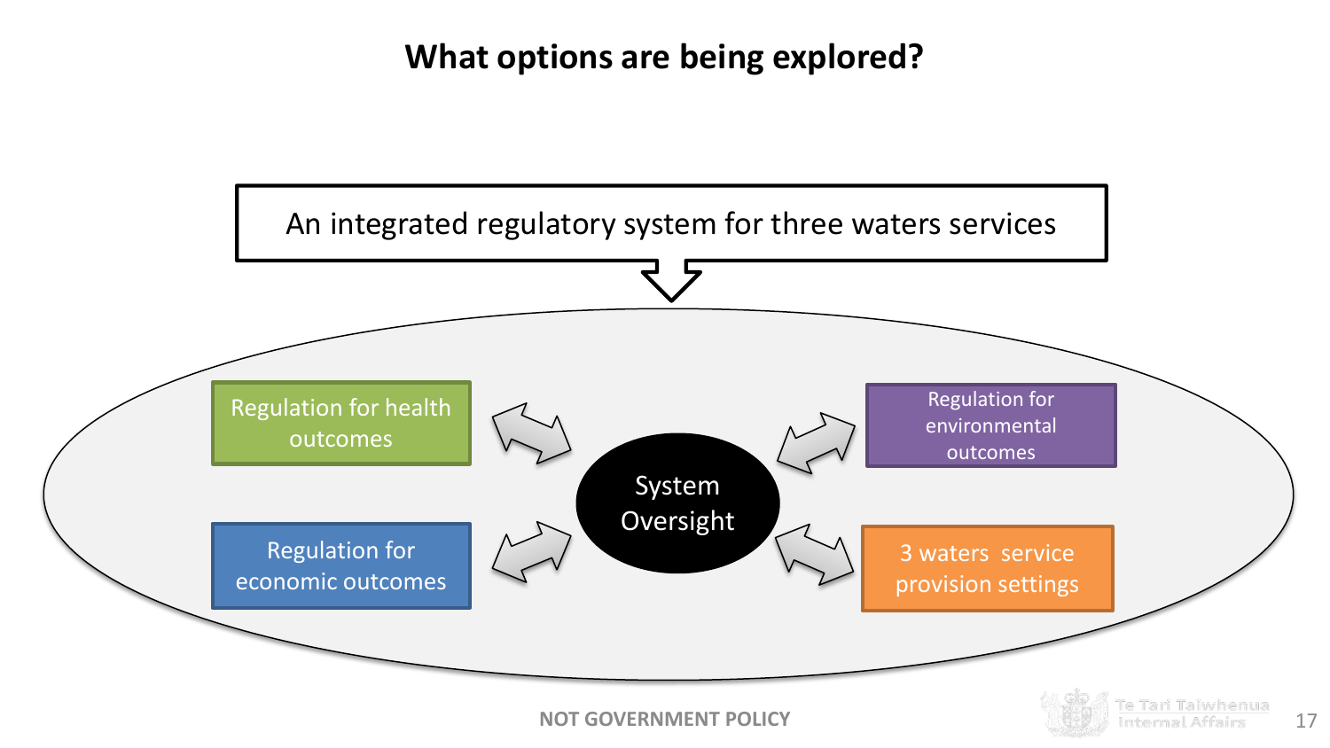# What options are being explored?

An integrated regulatory system for three waters services

- Regulation for health outcomes
- Regulation for economic outcomes
- System Oversight
- Regulation for environmental outcomes
- 3 waters service provision settings

NOT GOVERNMENT POLICY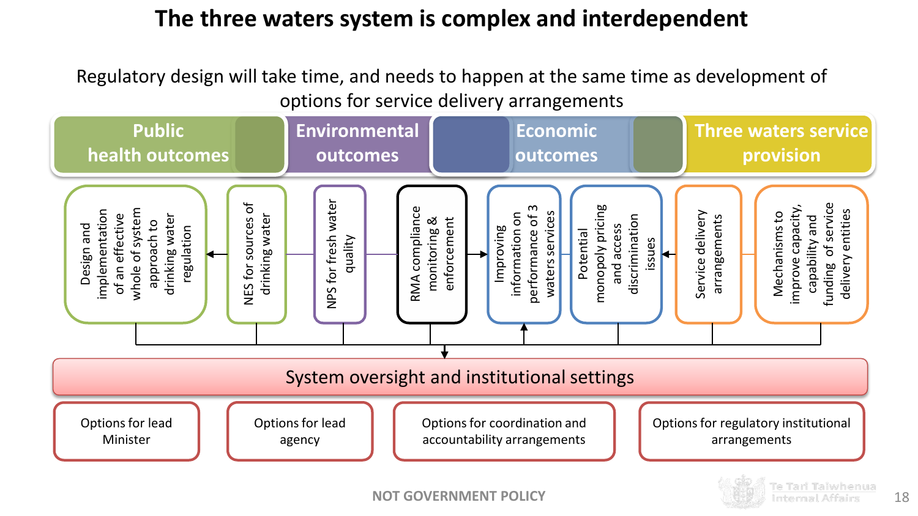# The three waters system is complex and interdependent

Regulatory design will take time, and needs to happen at the same time as development of options for service delivery arrangements

**Public health outcomes**
- Design and implementation of an effective whole of system approach to drinking water regulation
- NES for sources of drinking water

**Environmental outcomes**
- NPS for fresh water quality
- RMA compliance monitoring & enforcement

**Economic outcomes**
- Improving information on performance of 3 waters services
- Potential monopoly pricing and access discrimination issues

**Three waters service provision**
- Service delivery arrangements
- Mechanisms to improve capacity, capability and funding of service delivery entities

**System oversight and institutional settings**
- Options for lead Minister
- Options for lead agency
- Options for coordination and accountability arrangements
- Options for regulatory institutional arrangements

NOT GOVERNMENT POLICY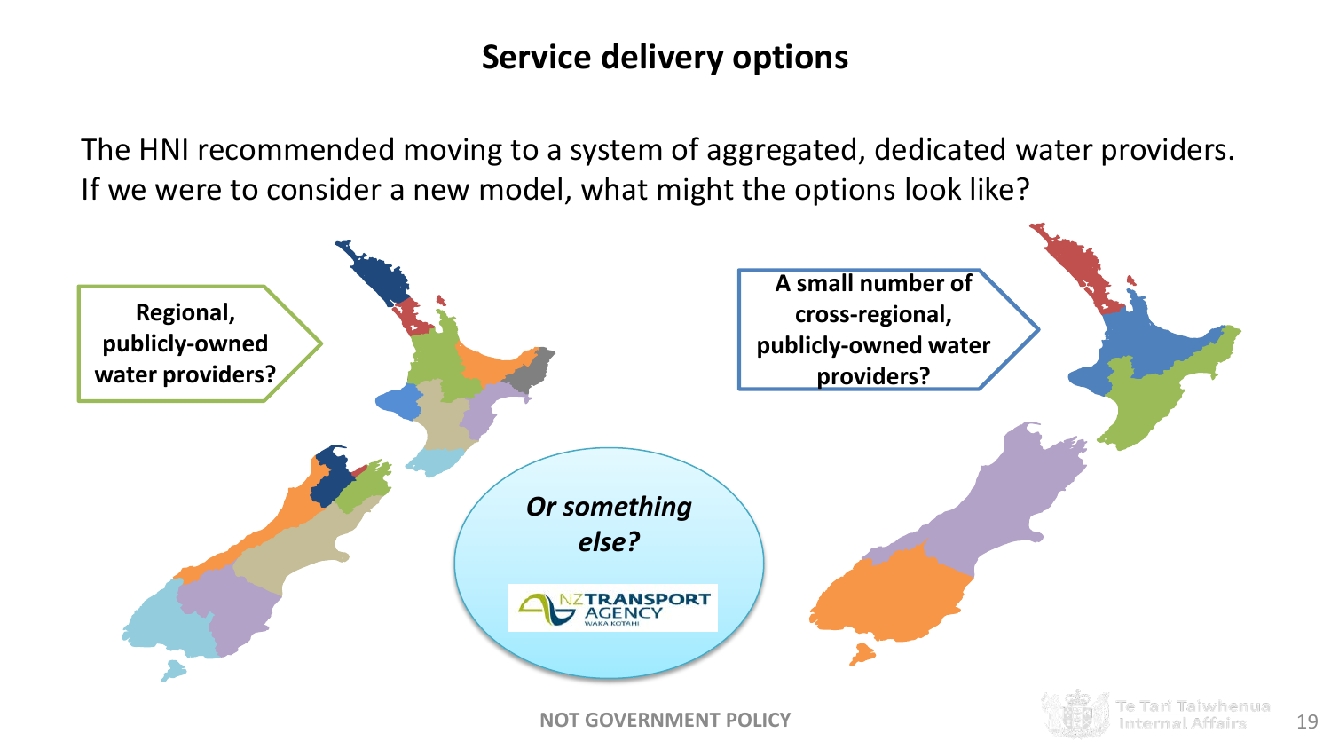# Service delivery options

The HNI recommended moving to a system of aggregated, dedicated water providers. If we were to consider a new model, what might the options look like?

**Regional, publicly-owned water providers?**

**A small number of cross-regional, publicly-owned water providers?**

***Or something else?***

NZ TRANSPORT AGENCY WAKA KOTAHI

NOT GOVERNMENT POLICY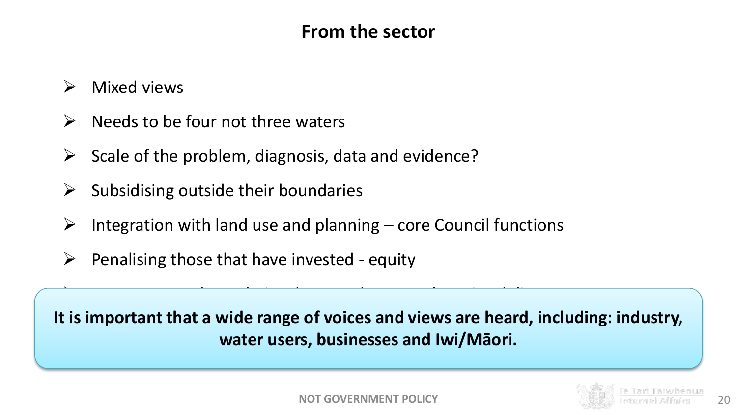## From the sector

- Mixed views
- Needs to be four not three waters
- Scale of the problem, diagnosis, data and evidence?
- Subsidising outside their boundaries
- Integration with land use and planning – core Council functions
- Penalising those that have invested - equity

**It is important that a wide range of voices and views are heard, including: industry, water users, businesses and Iwi/Māori.**

NOT GOVERNMENT POLICY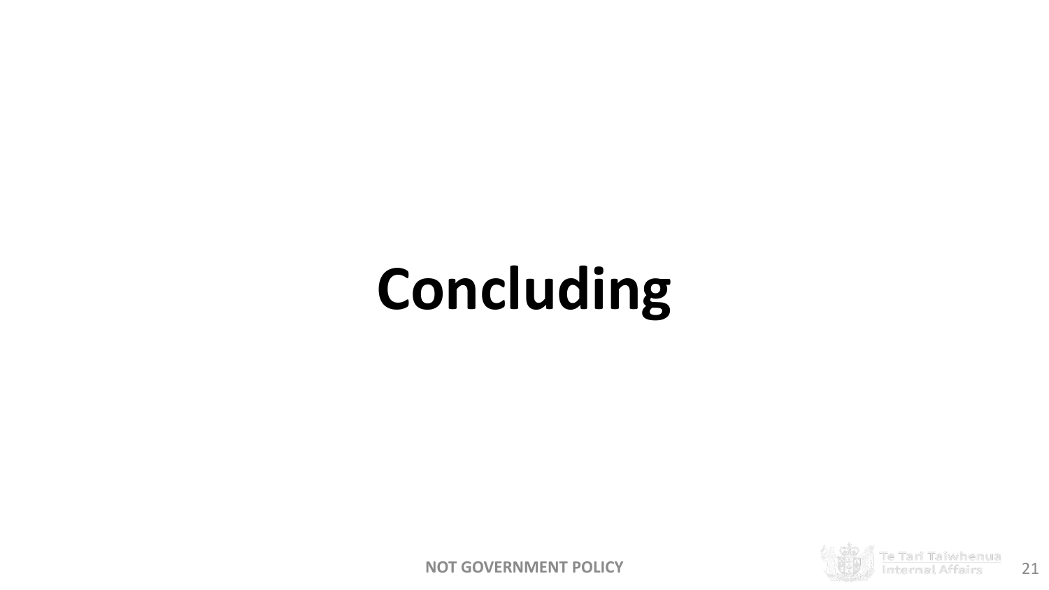# Concluding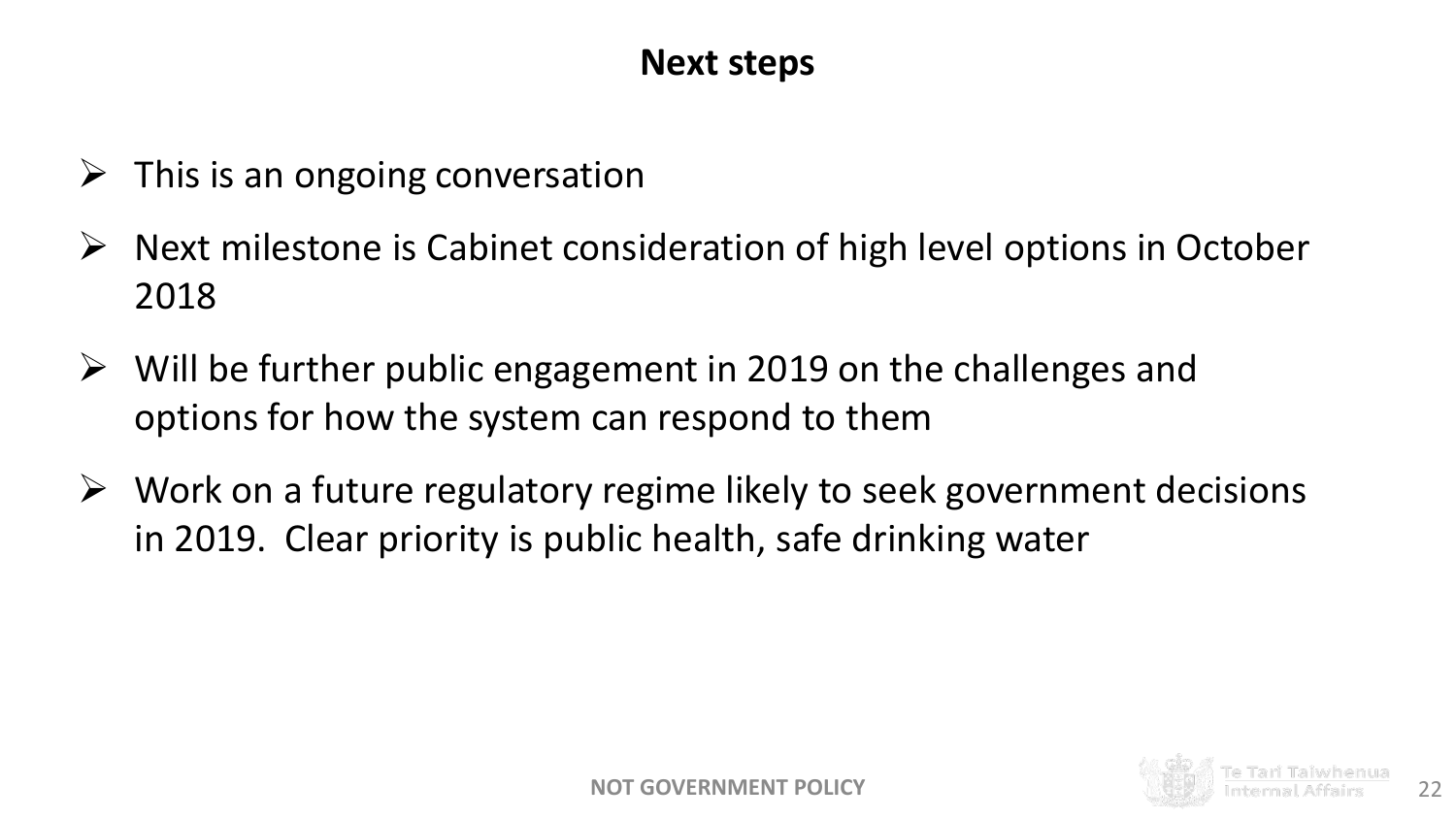## Next steps

- This is an ongoing conversation
- Next milestone is Cabinet consideration of high level options in October 2018
- Will be further public engagement in 2019 on the challenges and options for how the system can respond to them
- Work on a future regulatory regime likely to seek government decisions in 2019. Clear priority is public health, safe drinking water

NOT GOVERNMENT POLICY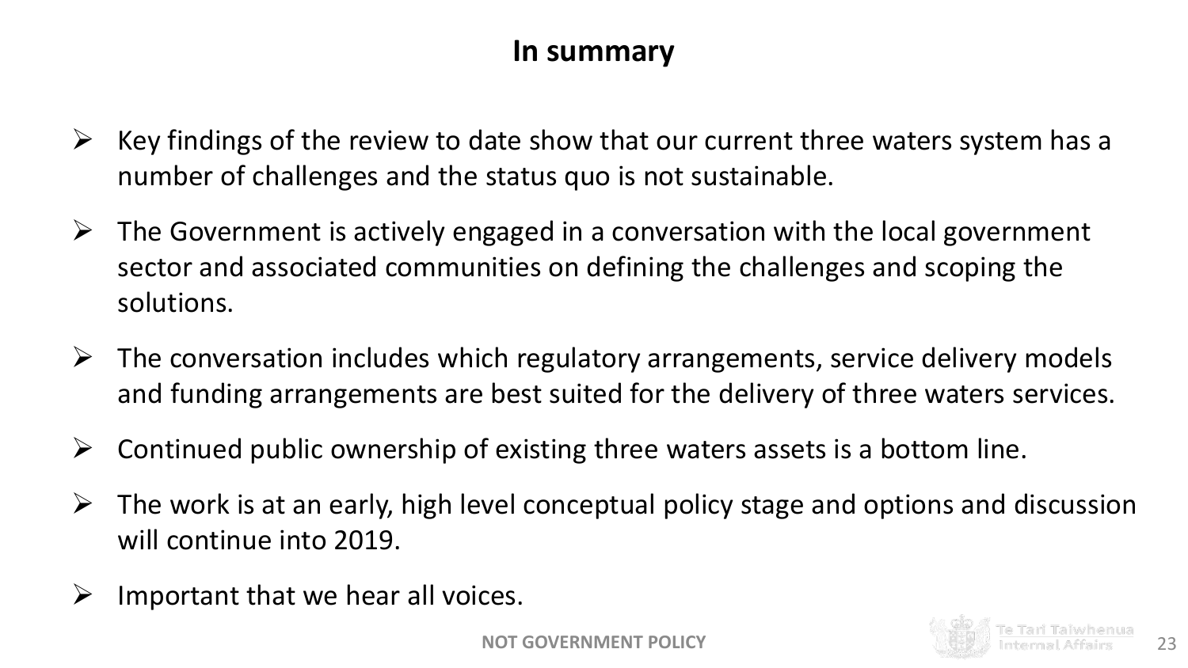## In summary

- Key findings of the review to date show that our current three waters system has a number of challenges and the status quo is not sustainable.
- The Government is actively engaged in a conversation with the local government sector and associated communities on defining the challenges and scoping the solutions.
- The conversation includes which regulatory arrangements, service delivery models and funding arrangements are best suited for the delivery of three waters services.
- Continued public ownership of existing three waters assets is a bottom line.
- The work is at an early, high level conceptual policy stage and options and discussion will continue into 2019.
- Important that we hear all voices.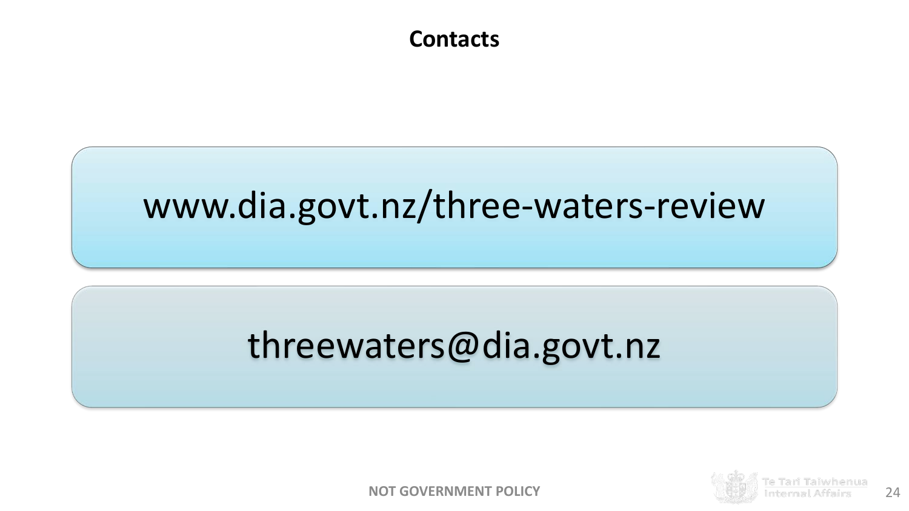# Contacts

www.dia.govt.nz/three-waters-review

threewaters@dia.govt.nz

NOT GOVERNMENT POLICY